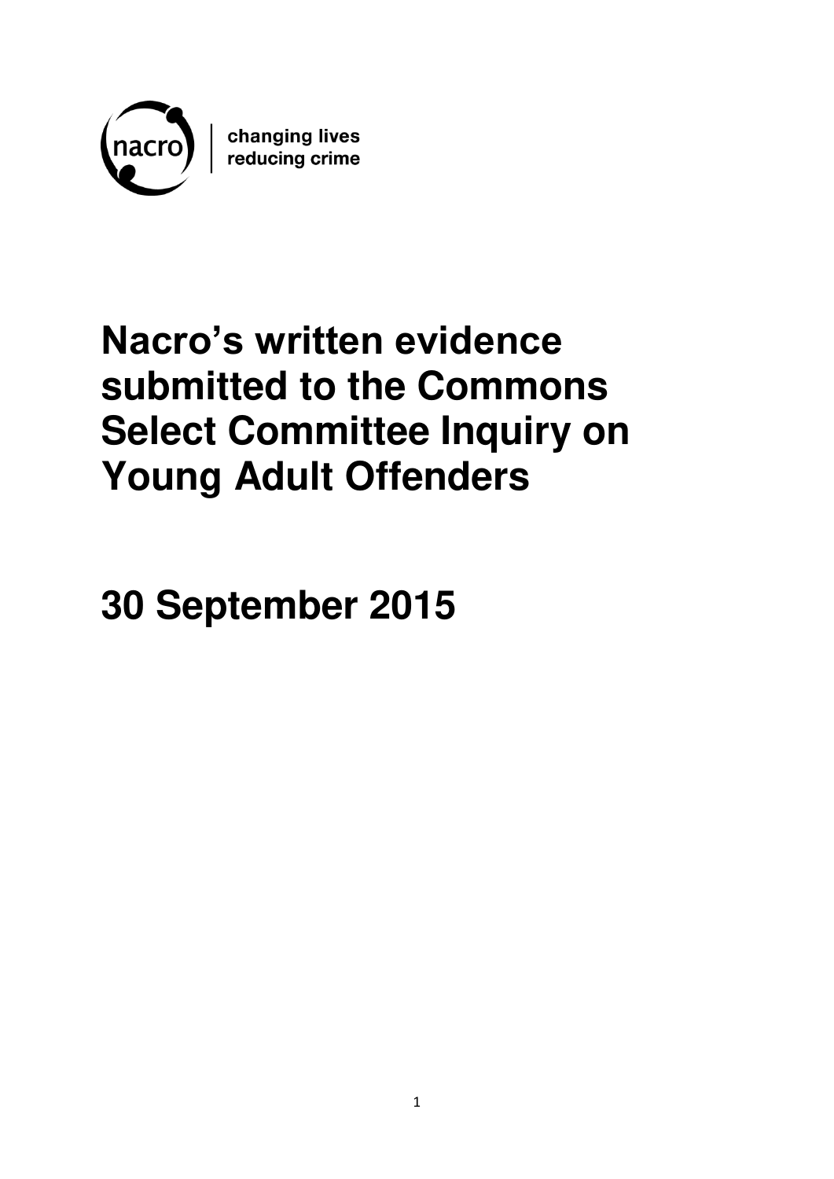nacro | changing lives reducing crime

# Nacro's written evidence submitted to the Commons Select Committee Inquiry on Young Adult Offenders

# 30 September 2015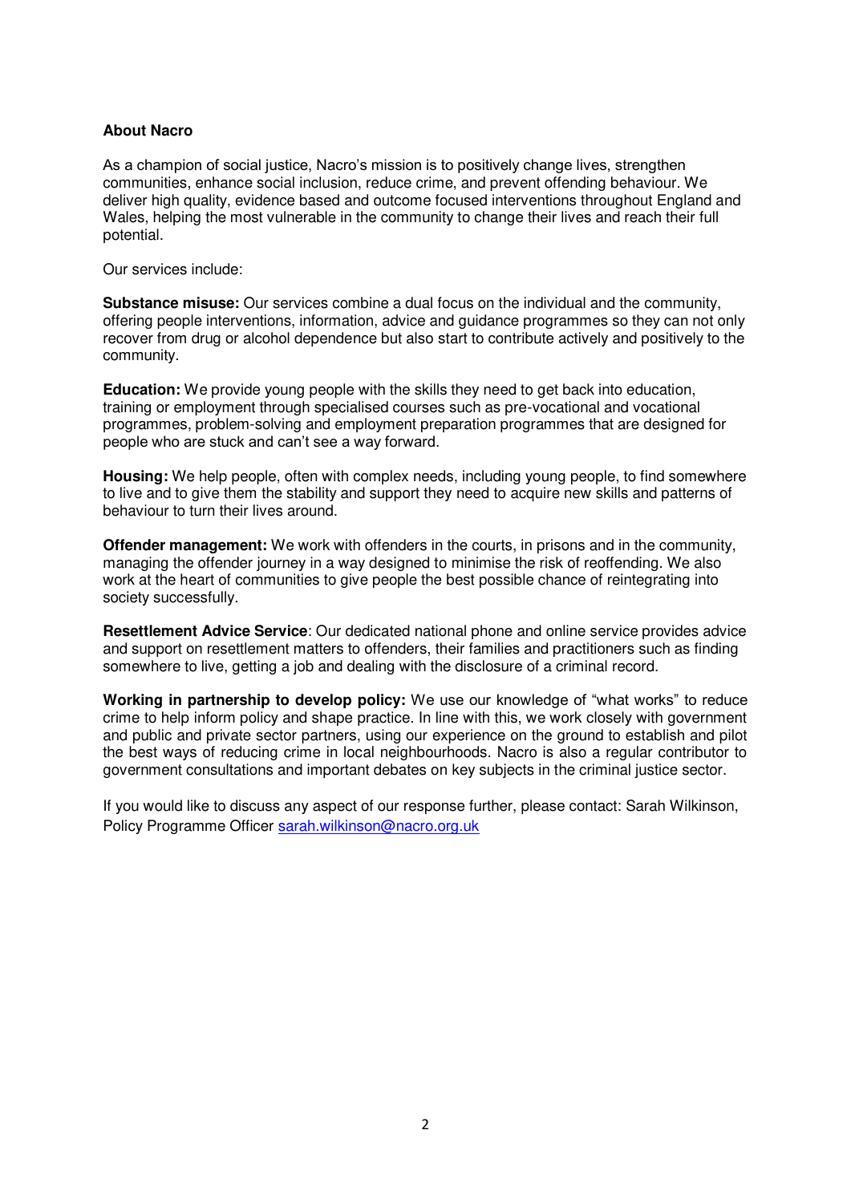**About Nacro**

As a champion of social justice, Nacro's mission is to positively change lives, strengthen communities, enhance social inclusion, reduce crime, and prevent offending behaviour. We deliver high quality, evidence based and outcome focused interventions throughout England and Wales, helping the most vulnerable in the community to change their lives and reach their full potential.

Our services include:

**Substance misuse:** Our services combine a dual focus on the individual and the community, offering people interventions, information, advice and guidance programmes so they can not only recover from drug or alcohol dependence but also start to contribute actively and positively to the community.

**Education:** We provide young people with the skills they need to get back into education, training or employment through specialised courses such as pre-vocational and vocational programmes, problem-solving and employment preparation programmes that are designed for people who are stuck and can't see a way forward.

**Housing:** We help people, often with complex needs, including young people, to find somewhere to live and to give them the stability and support they need to acquire new skills and patterns of behaviour to turn their lives around.

**Offender management:** We work with offenders in the courts, in prisons and in the community, managing the offender journey in a way designed to minimise the risk of reoffending. We also work at the heart of communities to give people the best possible chance of reintegrating into society successfully.

**Resettlement Advice Service**: Our dedicated national phone and online service provides advice and support on resettlement matters to offenders, their families and practitioners such as finding somewhere to live, getting a job and dealing with the disclosure of a criminal record.

**Working in partnership to develop policy:** We use our knowledge of "what works" to reduce crime to help inform policy and shape practice. In line with this, we work closely with government and public and private sector partners, using our experience on the ground to establish and pilot the best ways of reducing crime in local neighbourhoods. Nacro is also a regular contributor to government consultations and important debates on key subjects in the criminal justice sector.

If you would like to discuss any aspect of our response further, please contact: Sarah Wilkinson, Policy Programme Officer sarah.wilkinson@nacro.org.uk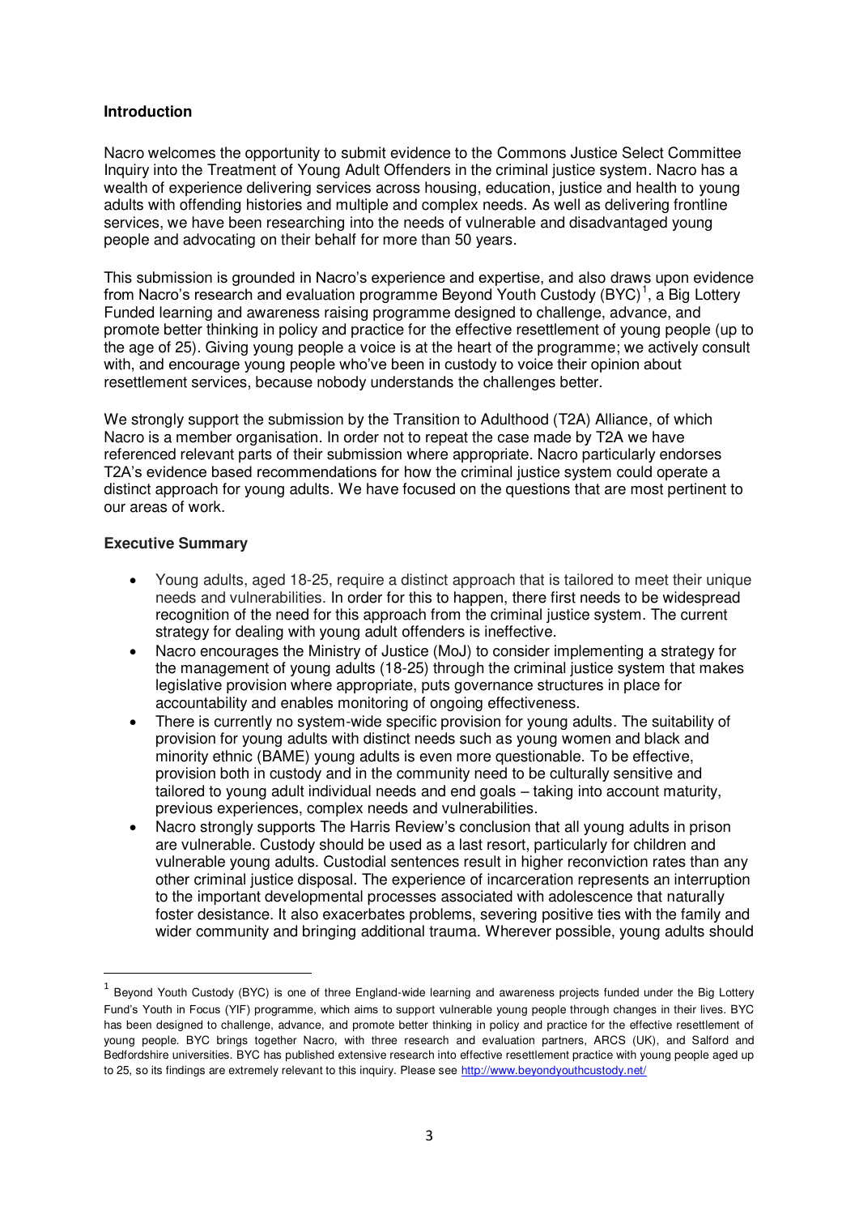**Introduction**

Nacro welcomes the opportunity to submit evidence to the Commons Justice Select Committee Inquiry into the Treatment of Young Adult Offenders in the criminal justice system. Nacro has a wealth of experience delivering services across housing, education, justice and health to young adults with offending histories and multiple and complex needs. As well as delivering frontline services, we have been researching into the needs of vulnerable and disadvantaged young people and advocating on their behalf for more than 50 years.

This submission is grounded in Nacro's experience and expertise, and also draws upon evidence from Nacro's research and evaluation programme Beyond Youth Custody (BYC)[1], a Big Lottery Funded learning and awareness raising programme designed to challenge, advance, and promote better thinking in policy and practice for the effective resettlement of young people (up to the age of 25). Giving young people a voice is at the heart of the programme; we actively consult with, and encourage young people who've been in custody to voice their opinion about resettlement services, because nobody understands the challenges better.

We strongly support the submission by the Transition to Adulthood (T2A) Alliance, of which Nacro is a member organisation. In order not to repeat the case made by T2A we have referenced relevant parts of their submission where appropriate. Nacro particularly endorses T2A's evidence based recommendations for how the criminal justice system could operate a distinct approach for young adults. We have focused on the questions that are most pertinent to our areas of work.

**Executive Summary**

- Young adults, aged 18-25, require a distinct approach that is tailored to meet their unique needs and vulnerabilities. In order for this to happen, there first needs to be widespread recognition of the need for this approach from the criminal justice system. The current strategy for dealing with young adult offenders is ineffective.
- Nacro encourages the Ministry of Justice (MoJ) to consider implementing a strategy for the management of young adults (18-25) through the criminal justice system that makes legislative provision where appropriate, puts governance structures in place for accountability and enables monitoring of ongoing effectiveness.
- There is currently no system-wide specific provision for young adults. The suitability of provision for young adults with distinct needs such as young women and black and minority ethnic (BAME) young adults is even more questionable. To be effective, provision both in custody and in the community need to be culturally sensitive and tailored to young adult individual needs and end goals – taking into account maturity, previous experiences, complex needs and vulnerabilities.
- Nacro strongly supports The Harris Review's conclusion that all young adults in prison are vulnerable. Custody should be used as a last resort, particularly for children and vulnerable young adults. Custodial sentences result in higher reconviction rates than any other criminal justice disposal. The experience of incarceration represents an interruption to the important developmental processes associated with adolescence that naturally foster desistance. It also exacerbates problems, severing positive ties with the family and wider community and bringing additional trauma. Wherever possible, young adults should

---

[1] Beyond Youth Custody (BYC) is one of three England-wide learning and awareness projects funded under the Big Lottery Fund's Youth in Focus (YIF) programme, which aims to support vulnerable young people through changes in their lives. BYC has been designed to challenge, advance, and promote better thinking in policy and practice for the effective resettlement of young people. BYC brings together Nacro, with three research and evaluation partners, ARCS (UK), and Salford and Bedfordshire universities. BYC has published extensive research into effective resettlement practice with young people aged up to 25, so its findings are extremely relevant to this inquiry. Please see http://www.beyondyouthcustody.net/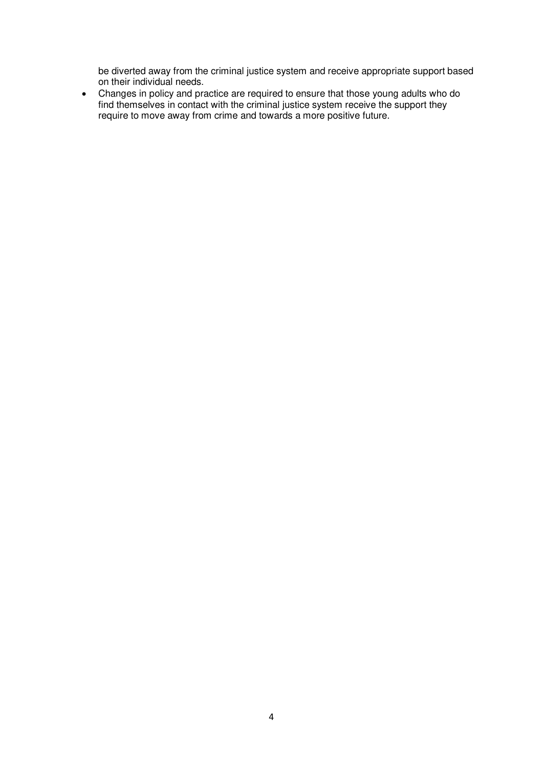be diverted away from the criminal justice system and receive appropriate support based on their individual needs.

- Changes in policy and practice are required to ensure that those young adults who do find themselves in contact with the criminal justice system receive the support they require to move away from crime and towards a more positive future.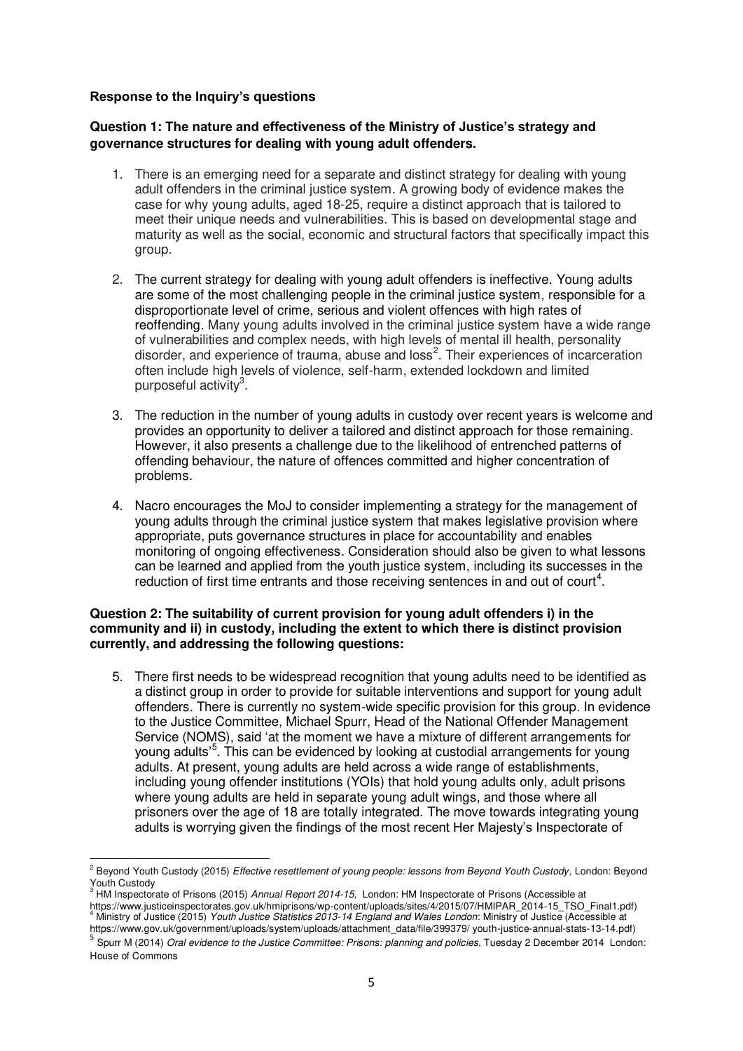**Response to the Inquiry's questions**

**Question 1: The nature and effectiveness of the Ministry of Justice's strategy and governance structures for dealing with young adult offenders.**

1. There is an emerging need for a separate and distinct strategy for dealing with young adult offenders in the criminal justice system. A growing body of evidence makes the case for why young adults, aged 18-25, require a distinct approach that is tailored to meet their unique needs and vulnerabilities. This is based on developmental stage and maturity as well as the social, economic and structural factors that specifically impact this group.

2. The current strategy for dealing with young adult offenders is ineffective. Young adults are some of the most challenging people in the criminal justice system, responsible for a disproportionate level of crime, serious and violent offences with high rates of reoffending. Many young adults involved in the criminal justice system have a wide range of vulnerabilities and complex needs, with high levels of mental ill health, personality disorder, and experience of trauma, abuse and loss[2]. Their experiences of incarceration often include high levels of violence, self-harm, extended lockdown and limited purposeful activity[3].

3. The reduction in the number of young adults in custody over recent years is welcome and provides an opportunity to deliver a tailored and distinct approach for those remaining. However, it also presents a challenge due to the likelihood of entrenched patterns of offending behaviour, the nature of offences committed and higher concentration of problems.

4. Nacro encourages the MoJ to consider implementing a strategy for the management of young adults through the criminal justice system that makes legislative provision where appropriate, puts governance structures in place for accountability and enables monitoring of ongoing effectiveness. Consideration should also be given to what lessons can be learned and applied from the youth justice system, including its successes in the reduction of first time entrants and those receiving sentences in and out of court[4].

**Question 2: The suitability of current provision for young adult offenders i) in the community and ii) in custody, including the extent to which there is distinct provision currently, and addressing the following questions:**

5. There first needs to be widespread recognition that young adults need to be identified as a distinct group in order to provide for suitable interventions and support for young adult offenders. There is currently no system-wide specific provision for this group. In evidence to the Justice Committee, Michael Spurr, Head of the National Offender Management Service (NOMS), said 'at the moment we have a mixture of different arrangements for young adults'[5]. This can be evidenced by looking at custodial arrangements for young adults. At present, young adults are held across a wide range of establishments, including young offender institutions (YOIs) that hold young adults only, adult prisons where young adults are held in separate young adult wings, and those where all prisoners over the age of 18 are totally integrated. The move towards integrating young adults is worrying given the findings of the most recent Her Majesty's Inspectorate of

---

[2] Beyond Youth Custody (2015) *Effective resettlement of young people: lessons from Beyond Youth Custody*, London: Beyond Youth Custody

[3] HM Inspectorate of Prisons (2015) *Annual Report 2014-15*, London: HM Inspectorate of Prisons (Accessible at https://www.justiceinspectorates.gov.uk/hmiprisons/wp-content/uploads/sites/4/2015/07/HMIPAR_2014-15_TSO_Final1.pdf)

[4] Ministry of Justice (2015) *Youth Justice Statistics 2013-14 England and Wales London*: Ministry of Justice (Accessible at https://www.gov.uk/government/uploads/system/uploads/attachment_data/file/399379/ youth-justice-annual-stats-13-14.pdf)

[5] Spurr M (2014) *Oral evidence to the Justice Committee: Prisons: planning and policies*, Tuesday 2 December 2014 London: House of Commons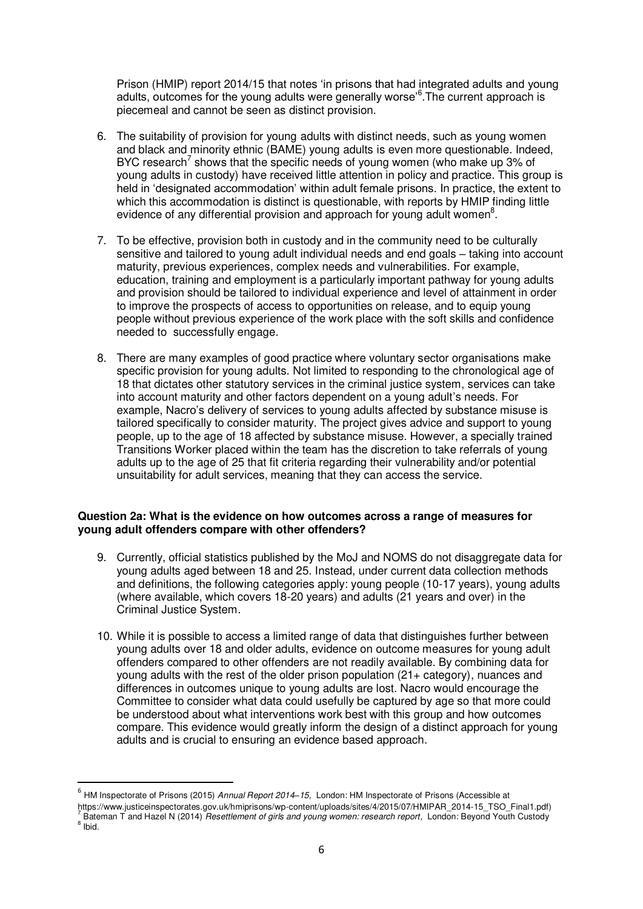Prison (HMIP) report 2014/15 that notes 'in prisons that had integrated adults and young adults, outcomes for the young adults were generally worse'[6].The current approach is piecemeal and cannot be seen as distinct provision.

6. The suitability of provision for young adults with distinct needs, such as young women and black and minority ethnic (BAME) young adults is even more questionable. Indeed, BYC research[7] shows that the specific needs of young women (who make up 3% of young adults in custody) have received little attention in policy and practice. This group is held in 'designated accommodation' within adult female prisons. In practice, the extent to which this accommodation is distinct is questionable, with reports by HMIP finding little evidence of any differential provision and approach for young adult women[8].

7. To be effective, provision both in custody and in the community need to be culturally sensitive and tailored to young adult individual needs and end goals – taking into account maturity, previous experiences, complex needs and vulnerabilities. For example, education, training and employment is a particularly important pathway for young adults and provision should be tailored to individual experience and level of attainment in order to improve the prospects of access to opportunities on release, and to equip young people without previous experience of the work place with the soft skills and confidence needed to successfully engage.

8. There are many examples of good practice where voluntary sector organisations make specific provision for young adults. Not limited to responding to the chronological age of 18 that dictates other statutory services in the criminal justice system, services can take into account maturity and other factors dependent on a young adult's needs. For example, Nacro's delivery of services to young adults affected by substance misuse is tailored specifically to consider maturity. The project gives advice and support to young people, up to the age of 18 affected by substance misuse. However, a specially trained Transitions Worker placed within the team has the discretion to take referrals of young adults up to the age of 25 that fit criteria regarding their vulnerability and/or potential unsuitability for adult services, meaning that they can access the service.

**Question 2a: What is the evidence on how outcomes across a range of measures for young adult offenders compare with other offenders?**

9. Currently, official statistics published by the MoJ and NOMS do not disaggregate data for young adults aged between 18 and 25. Instead, under current data collection methods and definitions, the following categories apply: young people (10-17 years), young adults (where available, which covers 18-20 years) and adults (21 years and over) in the Criminal Justice System.

10. While it is possible to access a limited range of data that distinguishes further between young adults over 18 and older adults, evidence on outcome measures for young adult offenders compared to other offenders are not readily available. By combining data for young adults with the rest of the older prison population (21+ category), nuances and differences in outcomes unique to young adults are lost. Nacro would encourage the Committee to consider what data could usefully be captured by age so that more could be understood about what interventions work best with this group and how outcomes compare. This evidence would greatly inform the design of a distinct approach for young adults and is crucial to ensuring an evidence based approach.

---

[6] HM Inspectorate of Prisons (2015) *Annual Report 2014–15,* London: HM Inspectorate of Prisons (Accessible at https://www.justiceinspectorates.gov.uk/hmiprisons/wp-content/uploads/sites/4/2015/07/HMIPAR_2014-15_TSO_Final1.pdf)

[7] Bateman T and Hazel N (2014) *Resettlement of girls and young women: research report,* London: Beyond Youth Custody

[8] Ibid.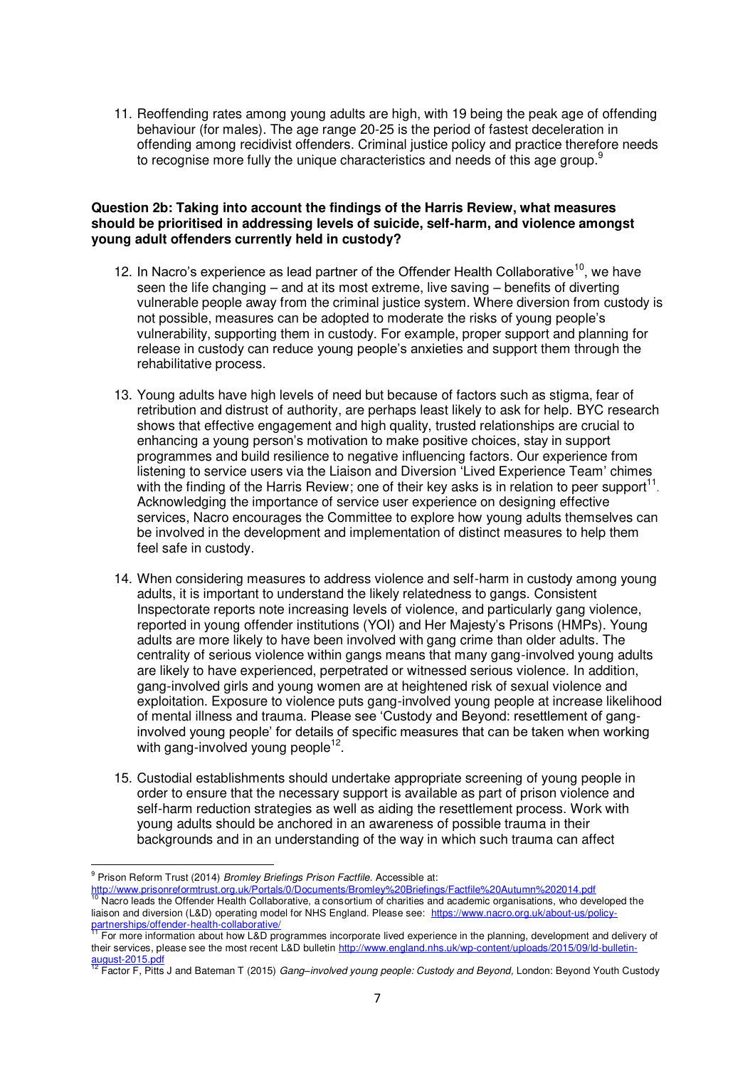11. Reoffending rates among young adults are high, with 19 being the peak age of offending behaviour (for males). The age range 20-25 is the period of fastest deceleration in offending among recidivist offenders. Criminal justice policy and practice therefore needs to recognise more fully the unique characteristics and needs of this age group.[9]

**Question 2b: Taking into account the findings of the Harris Review, what measures should be prioritised in addressing levels of suicide, self-harm, and violence amongst young adult offenders currently held in custody?**

12. In Nacro's experience as lead partner of the Offender Health Collaborative[10], we have seen the life changing – and at its most extreme, live saving – benefits of diverting vulnerable people away from the criminal justice system. Where diversion from custody is not possible, measures can be adopted to moderate the risks of young people's vulnerability, supporting them in custody. For example, proper support and planning for release in custody can reduce young people's anxieties and support them through the rehabilitative process.

13. Young adults have high levels of need but because of factors such as stigma, fear of retribution and distrust of authority, are perhaps least likely to ask for help. BYC research shows that effective engagement and high quality, trusted relationships are crucial to enhancing a young person's motivation to make positive choices, stay in support programmes and build resilience to negative influencing factors. Our experience from listening to service users via the Liaison and Diversion 'Lived Experience Team' chimes with the finding of the Harris Review; one of their key asks is in relation to peer support[11]. Acknowledging the importance of service user experience on designing effective services, Nacro encourages the Committee to explore how young adults themselves can be involved in the development and implementation of distinct measures to help them feel safe in custody.

14. When considering measures to address violence and self-harm in custody among young adults, it is important to understand the likely relatedness to gangs. Consistent Inspectorate reports note increasing levels of violence, and particularly gang violence, reported in young offender institutions (YOI) and Her Majesty's Prisons (HMPs). Young adults are more likely to have been involved with gang crime than older adults. The centrality of serious violence within gangs means that many gang-involved young adults are likely to have experienced, perpetrated or witnessed serious violence. In addition, gang-involved girls and young women are at heightened risk of sexual violence and exploitation. Exposure to violence puts gang-involved young people at increase likelihood of mental illness and trauma. Please see 'Custody and Beyond: resettlement of gang-involved young people' for details of specific measures that can be taken when working with gang-involved young people[12].

15. Custodial establishments should undertake appropriate screening of young people in order to ensure that the necessary support is available as part of prison violence and self-harm reduction strategies as well as aiding the resettlement process. Work with young adults should be anchored in an awareness of possible trauma in their backgrounds and in an understanding of the way in which such trauma can affect

---

[9] Prison Reform Trust (2014) *Bromley Briefings Prison Factfile.* Accessible at: http://www.prisonreformtrust.org.uk/Portals/0/Documents/Bromley%20Briefings/Factfile%20Autumn%202014.pdf

[10] Nacro leads the Offender Health Collaborative, a consortium of charities and academic organisations, who developed the liaison and diversion (L&D) operating model for NHS England. Please see: https://www.nacro.org.uk/about-us/policy-partnerships/offender-health-collaborative/

[11] For more information about how L&D programmes incorporate lived experience in the planning, development and delivery of their services, please see the most recent L&D bulletin http://www.england.nhs.uk/wp-content/uploads/2015/09/ld-bulletin-august-2015.pdf

[12] Factor F, Pitts J and Bateman T (2015) *Gang–involved young people: Custody and Beyond,* London: Beyond Youth Custody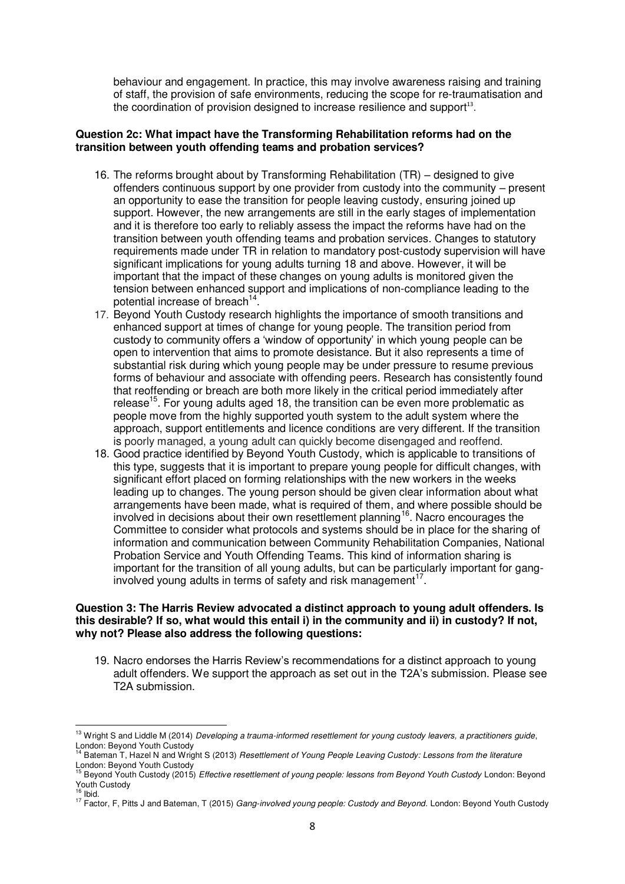behaviour and engagement. In practice, this may involve awareness raising and training of staff, the provision of safe environments, reducing the scope for re-traumatisation and the coordination of provision designed to increase resilience and support[13].

**Question 2c: What impact have the Transforming Rehabilitation reforms had on the transition between youth offending teams and probation services?**

16. The reforms brought about by Transforming Rehabilitation (TR) – designed to give offenders continuous support by one provider from custody into the community – present an opportunity to ease the transition for people leaving custody, ensuring joined up support. However, the new arrangements are still in the early stages of implementation and it is therefore too early to reliably assess the impact the reforms have had on the transition between youth offending teams and probation services. Changes to statutory requirements made under TR in relation to mandatory post-custody supervision will have significant implications for young adults turning 18 and above. However, it will be important that the impact of these changes on young adults is monitored given the tension between enhanced support and implications of non-compliance leading to the potential increase of breach[14].
17. Beyond Youth Custody research highlights the importance of smooth transitions and enhanced support at times of change for young people. The transition period from custody to community offers a 'window of opportunity' in which young people can be open to intervention that aims to promote desistance. But it also represents a time of substantial risk during which young people may be under pressure to resume previous forms of behaviour and associate with offending peers. Research has consistently found that reoffending or breach are both more likely in the critical period immediately after release[15]. For young adults aged 18, the transition can be even more problematic as people move from the highly supported youth system to the adult system where the approach, support entitlements and licence conditions are very different. If the transition is poorly managed, a young adult can quickly become disengaged and reoffend.
18. Good practice identified by Beyond Youth Custody, which is applicable to transitions of this type, suggests that it is important to prepare young people for difficult changes, with significant effort placed on forming relationships with the new workers in the weeks leading up to changes. The young person should be given clear information about what arrangements have been made, what is required of them, and where possible should be involved in decisions about their own resettlement planning[16]. Nacro encourages the Committee to consider what protocols and systems should be in place for the sharing of information and communication between Community Rehabilitation Companies, National Probation Service and Youth Offending Teams. This kind of information sharing is important for the transition of all young adults, but can be particularly important for gang-involved young adults in terms of safety and risk management[17].

**Question 3: The Harris Review advocated a distinct approach to young adult offenders. Is this desirable? If so, what would this entail i) in the community and ii) in custody? If not, why not? Please also address the following questions:**

19. Nacro endorses the Harris Review's recommendations for a distinct approach to young adult offenders. We support the approach as set out in the T2A's submission. Please see T2A submission.

---

[13] Wright S and Liddle M (2014) *Developing a trauma-informed resettlement for young custody leavers, a practitioners guide*, London: Beyond Youth Custody

[14] Bateman T, Hazel N and Wright S (2013) *Resettlement of Young People Leaving Custody: Lessons from the literature* London: Beyond Youth Custody

[15] Beyond Youth Custody (2015) *Effective resettlement of young people: lessons from Beyond Youth Custody* London: Beyond Youth Custody

[16] Ibid.

[17] Factor, F, Pitts J and Bateman, T (2015) *Gang-involved young people: Custody and Beyond.* London: Beyond Youth Custody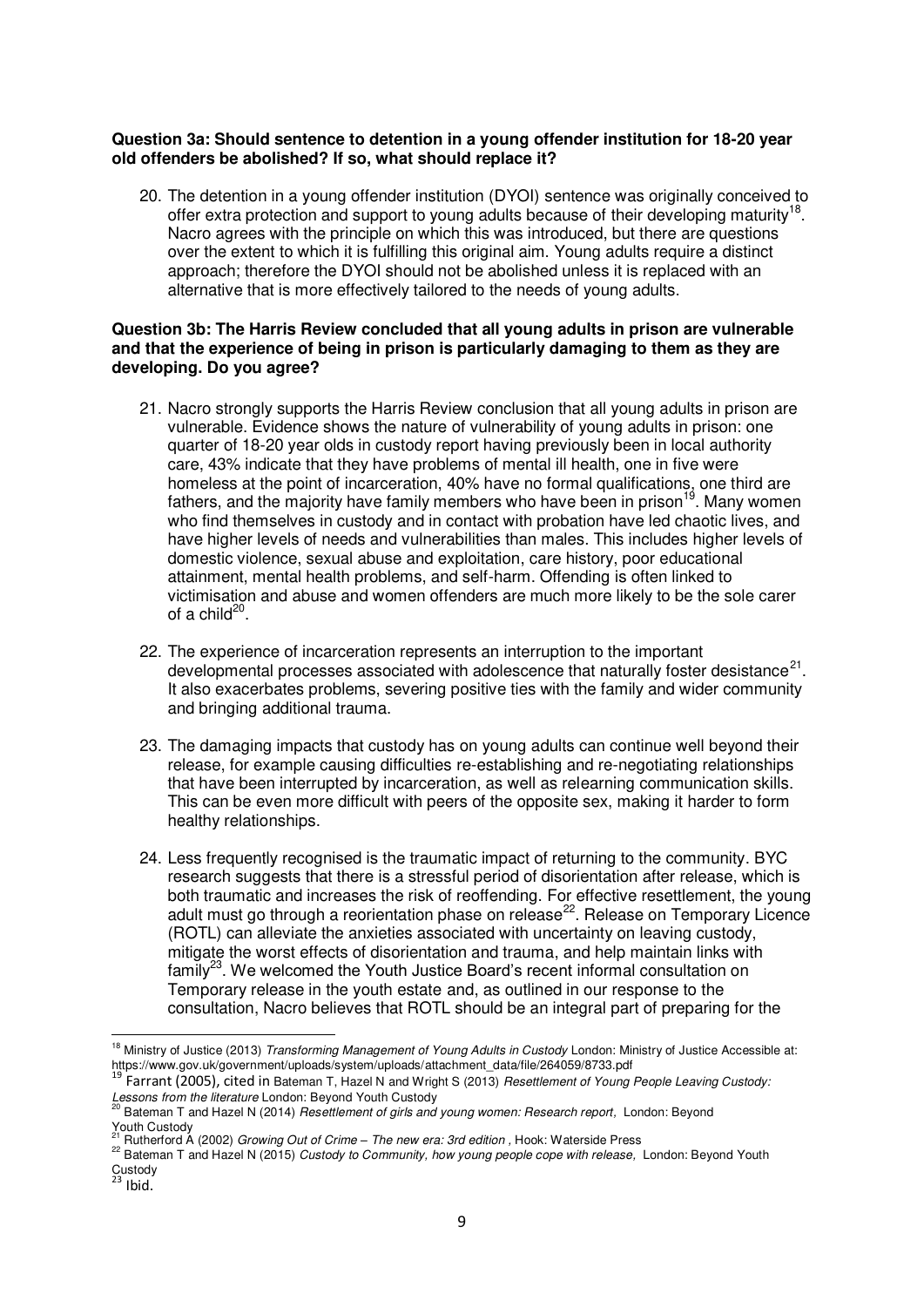**Question 3a: Should sentence to detention in a young offender institution for 18-20 year old offenders be abolished? If so, what should replace it?**

20. The detention in a young offender institution (DYOI) sentence was originally conceived to offer extra protection and support to young adults because of their developing maturity[18]. Nacro agrees with the principle on which this was introduced, but there are questions over the extent to which it is fulfilling this original aim. Young adults require a distinct approach; therefore the DYOI should not be abolished unless it is replaced with an alternative that is more effectively tailored to the needs of young adults.

**Question 3b: The Harris Review concluded that all young adults in prison are vulnerable and that the experience of being in prison is particularly damaging to them as they are developing. Do you agree?**

21. Nacro strongly supports the Harris Review conclusion that all young adults in prison are vulnerable. Evidence shows the nature of vulnerability of young adults in prison: one quarter of 18-20 year olds in custody report having previously been in local authority care, 43% indicate that they have problems of mental ill health, one in five were homeless at the point of incarceration, 40% have no formal qualifications, one third are fathers, and the majority have family members who have been in prison[19]. Many women who find themselves in custody and in contact with probation have led chaotic lives, and have higher levels of needs and vulnerabilities than males. This includes higher levels of domestic violence, sexual abuse and exploitation, care history, poor educational attainment, mental health problems, and self-harm. Offending is often linked to victimisation and abuse and women offenders are much more likely to be the sole carer of a child[20].

22. The experience of incarceration represents an interruption to the important developmental processes associated with adolescence that naturally foster desistance[21]. It also exacerbates problems, severing positive ties with the family and wider community and bringing additional trauma.

23. The damaging impacts that custody has on young adults can continue well beyond their release, for example causing difficulties re-establishing and re-negotiating relationships that have been interrupted by incarceration, as well as relearning communication skills. This can be even more difficult with peers of the opposite sex, making it harder to form healthy relationships.

24. Less frequently recognised is the traumatic impact of returning to the community. BYC research suggests that there is a stressful period of disorientation after release, which is both traumatic and increases the risk of reoffending. For effective resettlement, the young adult must go through a reorientation phase on release[22]. Release on Temporary Licence (ROTL) can alleviate the anxieties associated with uncertainty on leaving custody, mitigate the worst effects of disorientation and trauma, and help maintain links with family[23]. We welcomed the Youth Justice Board's recent informal consultation on Temporary release in the youth estate and, as outlined in our response to the consultation, Nacro believes that ROTL should be an integral part of preparing for the

---

[18] Ministry of Justice (2013) *Transforming Management of Young Adults in Custody* London: Ministry of Justice Accessible at: https://www.gov.uk/government/uploads/system/uploads/attachment_data/file/264059/8733.pdf

[19] Farrant (2005), cited in Bateman T, Hazel N and Wright S (2013) *Resettlement of Young People Leaving Custody: Lessons from the literature* London: Beyond Youth Custody

[20] Bateman T and Hazel N (2014) *Resettlement of girls and young women: Research report,* London: Beyond Youth Custody

[21] Rutherford A (2002) *Growing Out of Crime – The new era: 3rd edition* , Hook: Waterside Press

[22] Bateman T and Hazel N (2015) *Custody to Community, how young people cope with release,* London: Beyond Youth Custody

[23] Ibid.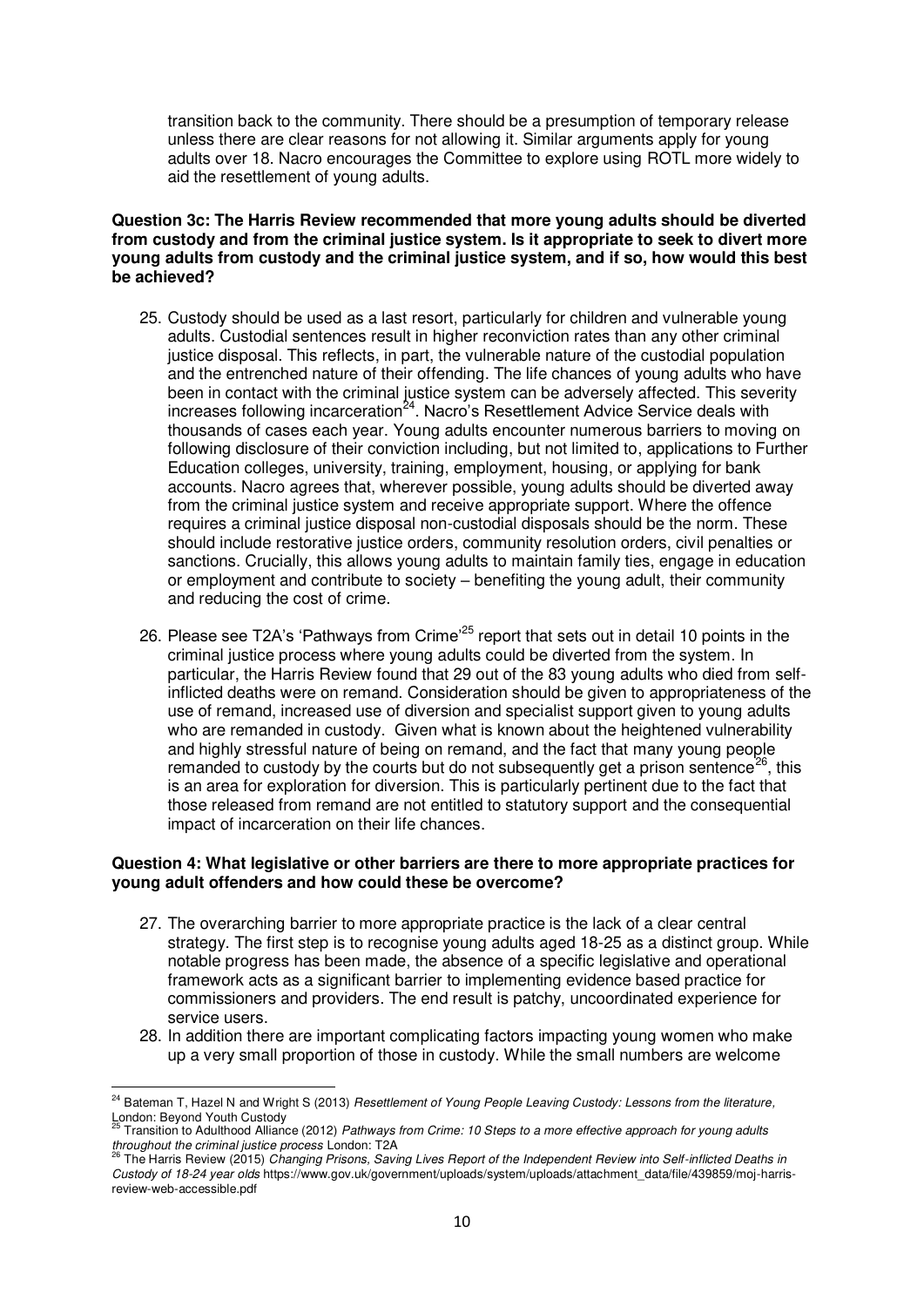transition back to the community. There should be a presumption of temporary release unless there are clear reasons for not allowing it. Similar arguments apply for young adults over 18. Nacro encourages the Committee to explore using ROTL more widely to aid the resettlement of young adults.

**Question 3c: The Harris Review recommended that more young adults should be diverted from custody and from the criminal justice system. Is it appropriate to seek to divert more young adults from custody and the criminal justice system, and if so, how would this best be achieved?**

25. Custody should be used as a last resort, particularly for children and vulnerable young adults. Custodial sentences result in higher reconviction rates than any other criminal justice disposal. This reflects, in part, the vulnerable nature of the custodial population and the entrenched nature of their offending. The life chances of young adults who have been in contact with the criminal justice system can be adversely affected. This severity increases following incarceration[24]. Nacro's Resettlement Advice Service deals with thousands of cases each year. Young adults encounter numerous barriers to moving on following disclosure of their conviction including, but not limited to, applications to Further Education colleges, university, training, employment, housing, or applying for bank accounts. Nacro agrees that, wherever possible, young adults should be diverted away from the criminal justice system and receive appropriate support. Where the offence requires a criminal justice disposal non-custodial disposals should be the norm. These should include restorative justice orders, community resolution orders, civil penalties or sanctions. Crucially, this allows young adults to maintain family ties, engage in education or employment and contribute to society – benefiting the young adult, their community and reducing the cost of crime.

26. Please see T2A's 'Pathways from Crime'[25] report that sets out in detail 10 points in the criminal justice process where young adults could be diverted from the system. In particular, the Harris Review found that 29 out of the 83 young adults who died from self-inflicted deaths were on remand. Consideration should be given to appropriateness of the use of remand, increased use of diversion and specialist support given to young adults who are remanded in custody. Given what is known about the heightened vulnerability and highly stressful nature of being on remand, and the fact that many young people remanded to custody by the courts but do not subsequently get a prison sentence[26], this is an area for exploration for diversion. This is particularly pertinent due to the fact that those released from remand are not entitled to statutory support and the consequential impact of incarceration on their life chances.

**Question 4: What legislative or other barriers are there to more appropriate practices for young adult offenders and how could these be overcome?**

27. The overarching barrier to more appropriate practice is the lack of a clear central strategy. The first step is to recognise young adults aged 18-25 as a distinct group. While notable progress has been made, the absence of a specific legislative and operational framework acts as a significant barrier to implementing evidence based practice for commissioners and providers. The end result is patchy, uncoordinated experience for service users.
28. In addition there are important complicating factors impacting young women who make up a very small proportion of those in custody. While the small numbers are welcome

---

[24] Bateman T, Hazel N and Wright S (2013) *Resettlement of Young People Leaving Custody: Lessons from the literature*, London: Beyond Youth Custody

[25] Transition to Adulthood Alliance (2012) *Pathways from Crime: 10 Steps to a more effective approach for young adults throughout the criminal justice process* London: T2A

[26] The Harris Review (2015) *Changing Prisons, Saving Lives Report of the Independent Review into Self-inflicted Deaths in Custody of 18-24 year olds* https://www.gov.uk/government/uploads/system/uploads/attachment_data/file/439859/moj-harris-review-web-accessible.pdf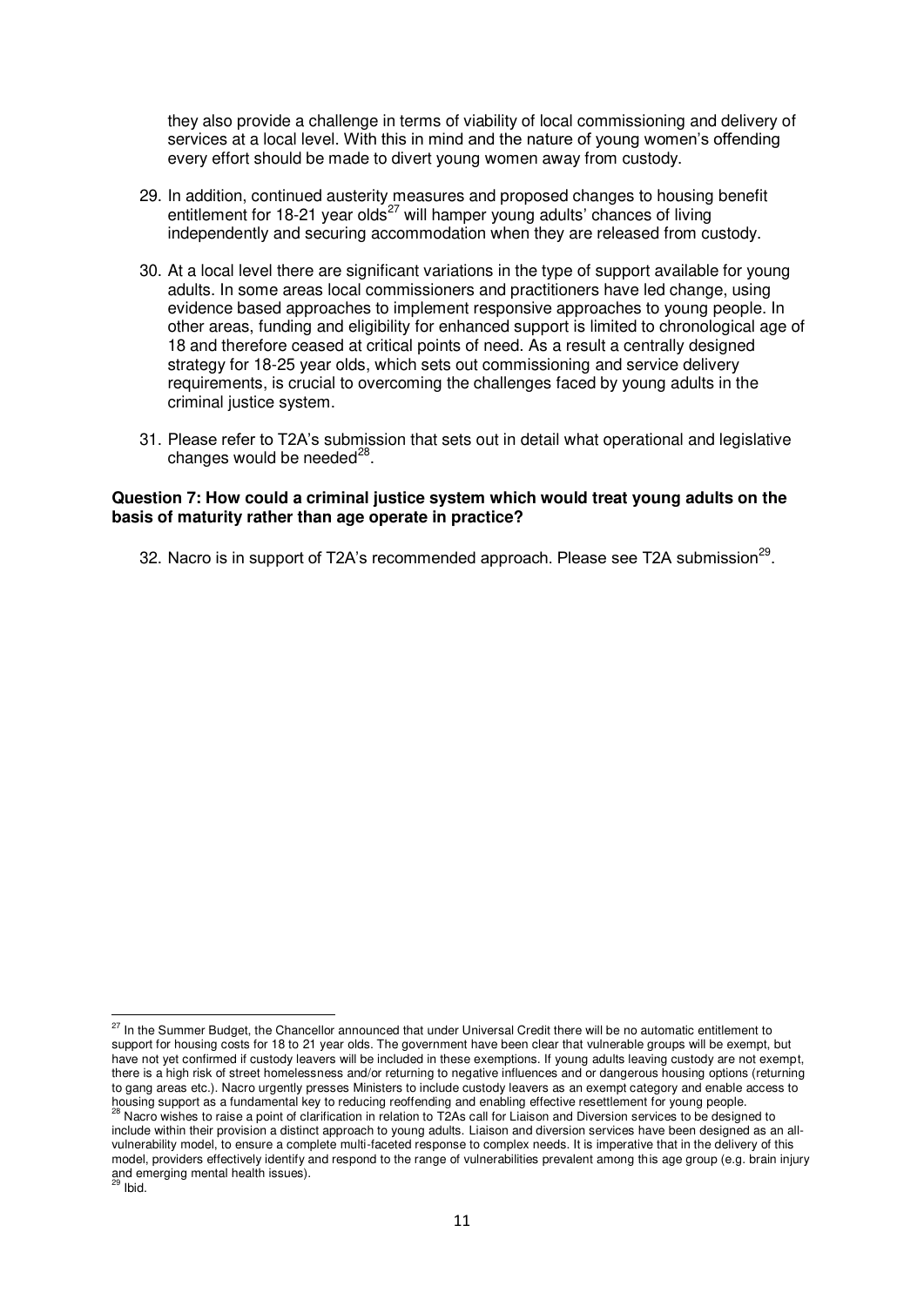they also provide a challenge in terms of viability of local commissioning and delivery of services at a local level. With this in mind and the nature of young women's offending every effort should be made to divert young women away from custody.

29. In addition, continued austerity measures and proposed changes to housing benefit entitlement for 18-21 year olds[27] will hamper young adults' chances of living independently and securing accommodation when they are released from custody.

30. At a local level there are significant variations in the type of support available for young adults. In some areas local commissioners and practitioners have led change, using evidence based approaches to implement responsive approaches to young people. In other areas, funding and eligibility for enhanced support is limited to chronological age of 18 and therefore ceased at critical points of need. As a result a centrally designed strategy for 18-25 year olds, which sets out commissioning and service delivery requirements, is crucial to overcoming the challenges faced by young adults in the criminal justice system.

31. Please refer to T2A's submission that sets out in detail what operational and legislative changes would be needed[28].

**Question 7: How could a criminal justice system which would treat young adults on the basis of maturity rather than age operate in practice?**

32. Nacro is in support of T2A's recommended approach. Please see T2A submission[29].

---

[27] In the Summer Budget, the Chancellor announced that under Universal Credit there will be no automatic entitlement to support for housing costs for 18 to 21 year olds. The government have been clear that vulnerable groups will be exempt, but have not yet confirmed if custody leavers will be included in these exemptions. If young adults leaving custody are not exempt, there is a high risk of street homelessness and/or returning to negative influences and or dangerous housing options (returning to gang areas etc.). Nacro urgently presses Ministers to include custody leavers as an exempt category and enable access to housing support as a fundamental key to reducing reoffending and enabling effective resettlement for young people.

[28] Nacro wishes to raise a point of clarification in relation to T2As call for Liaison and Diversion services to be designed to include within their provision a distinct approach to young adults. Liaison and diversion services have been designed as an all-vulnerability model, to ensure a complete multi-faceted response to complex needs. It is imperative that in the delivery of this model, providers effectively identify and respond to the range of vulnerabilities prevalent among this age group (e.g. brain injury and emerging mental health issues).

[29] Ibid.